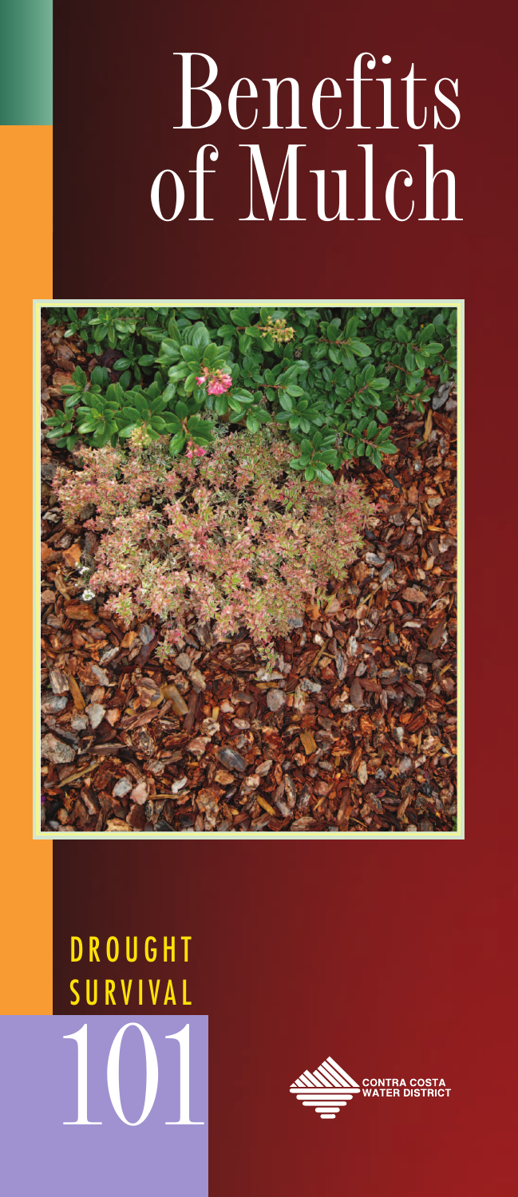# Benefits of Mulch

DROUGHT SURVIVAL

101

CONTRA COSTA WATER DISTRICT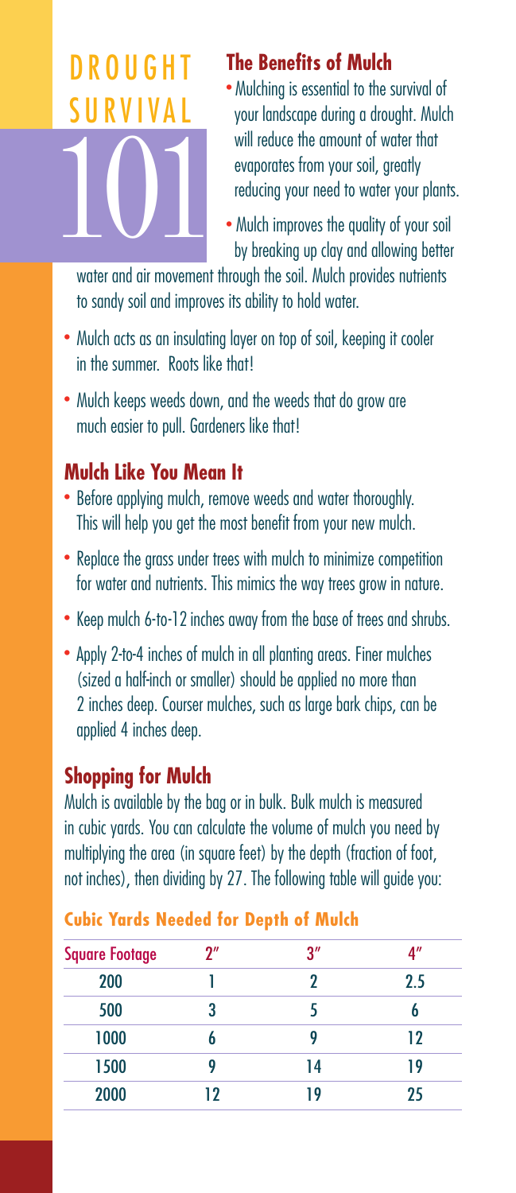# DROUGHT SURVIVAL 101

## The Benefits of Mulch

- Mulching is essential to the survival of your landscape during a drought. Mulch will reduce the amount of water that evaporates from your soil, greatly reducing your need to water your plants.
- Mulch improves the quality of your soil by breaking up clay and allowing better water and air movement through the soil. Mulch provides nutrients to sandy soil and improves its ability to hold water.
- Mulch acts as an insulating layer on top of soil, keeping it cooler in the summer. Roots like that!
- Mulch keeps weeds down, and the weeds that do grow are much easier to pull. Gardeners like that!

## Mulch Like You Mean It

- Before applying mulch, remove weeds and water thoroughly. This will help you get the most benefit from your new mulch.
- Replace the grass under trees with mulch to minimize competition for water and nutrients. This mimics the way trees grow in nature.
- Keep mulch 6-to-12 inches away from the base of trees and shrubs.
- Apply 2-to-4 inches of mulch in all planting areas. Finer mulches (sized a half-inch or smaller) should be applied no more than 2 inches deep. Courser mulches, such as large bark chips, can be applied 4 inches deep.

## Shopping for Mulch

Mulch is available by the bag or in bulk. Bulk mulch is measured in cubic yards. You can calculate the volume of mulch you need by multiplying the area (in square feet) by the depth (fraction of foot, not inches), then dividing by 27. The following table will guide you:

### Cubic Yards Needed for Depth of Mulch

| Square Footage | 2" | 3" | 4" |
|---|---|---|---|
| 200 | 1 | 2 | 2.5 |
| 500 | 3 | 5 | 6 |
| 1000 | 6 | 9 | 12 |
| 1500 | 9 | 14 | 19 |
| 2000 | 12 | 19 | 25 |